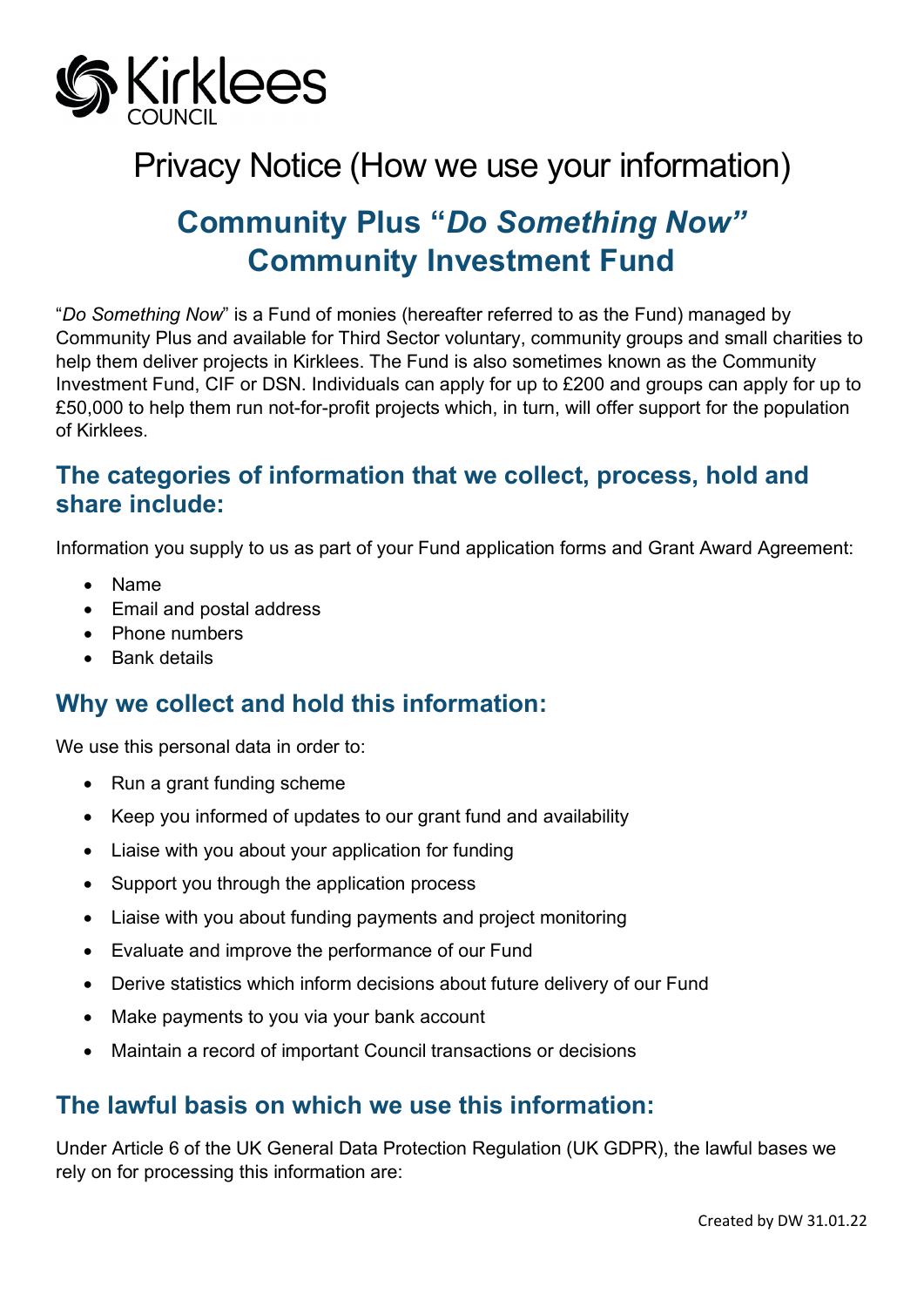Kirklees COUNCIL

# Privacy Notice (How we use your information)

## Community Plus "*Do Something Now*" Community Investment Fund

"*Do Something Now*" is a Fund of monies (hereafter referred to as the Fund) managed by Community Plus and available for Third Sector voluntary, community groups and small charities to help them deliver projects in Kirklees. The Fund is also sometimes known as the Community Investment Fund, CIF or DSN. Individuals can apply for up to £200 and groups can apply for up to £50,000 to help them run not-for-profit projects which, in turn, will offer support for the population of Kirklees.

### The categories of information that we collect, process, hold and share include:

Information you supply to us as part of your Fund application forms and Grant Award Agreement:

- Name
- Email and postal address
- Phone numbers
- Bank details

### Why we collect and hold this information:

We use this personal data in order to:

- Run a grant funding scheme
- Keep you informed of updates to our grant fund and availability
- Liaise with you about your application for funding
- Support you through the application process
- Liaise with you about funding payments and project monitoring
- Evaluate and improve the performance of our Fund
- Derive statistics which inform decisions about future delivery of our Fund
- Make payments to you via your bank account
- Maintain a record of important Council transactions or decisions

### The lawful basis on which we use this information:

Under Article 6 of the UK General Data Protection Regulation (UK GDPR), the lawful bases we rely on for processing this information are:

Created by DW 31.01.22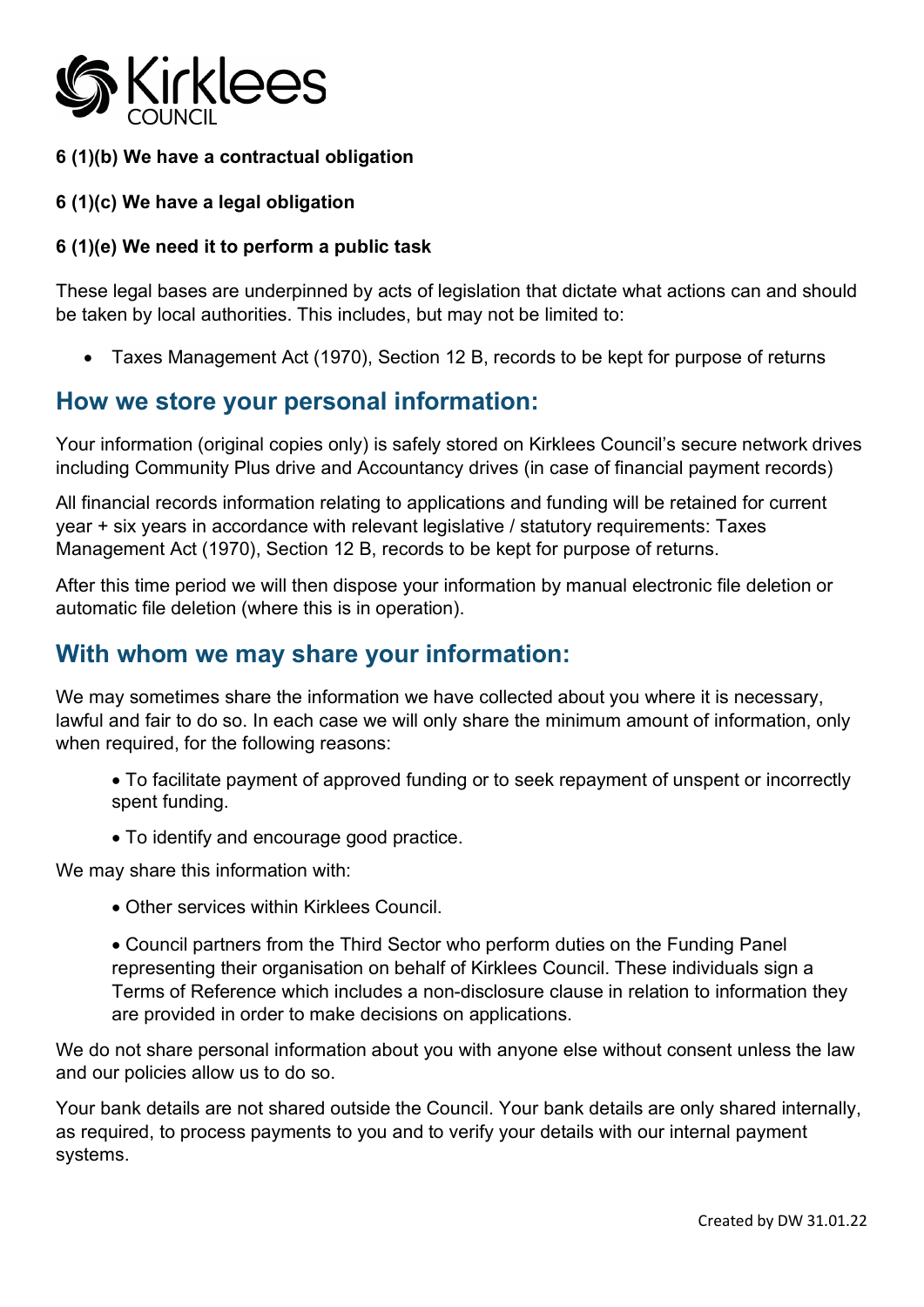**6 (1)(b) We have a contractual obligation**

**6 (1)(c) We have a legal obligation**

**6 (1)(e) We need it to perform a public task**

These legal bases are underpinned by acts of legislation that dictate what actions can and should be taken by local authorities. This includes, but may not be limited to:

- Taxes Management Act (1970), Section 12 B, records to be kept for purpose of returns

## How we store your personal information:

Your information (original copies only) is safely stored on Kirklees Council's secure network drives including Community Plus drive and Accountancy drives (in case of financial payment records)

All financial records information relating to applications and funding will be retained for current year + six years in accordance with relevant legislative / statutory requirements: Taxes Management Act (1970), Section 12 B, records to be kept for purpose of returns.

After this time period we will then dispose your information by manual electronic file deletion or automatic file deletion (where this is in operation).

## With whom we may share your information:

We may sometimes share the information we have collected about you where it is necessary, lawful and fair to do so. In each case we will only share the minimum amount of information, only when required, for the following reasons:

- To facilitate payment of approved funding or to seek repayment of unspent or incorrectly spent funding.
- To identify and encourage good practice.

We may share this information with:

- Other services within Kirklees Council.
- Council partners from the Third Sector who perform duties on the Funding Panel representing their organisation on behalf of Kirklees Council. These individuals sign a Terms of Reference which includes a non-disclosure clause in relation to information they are provided in order to make decisions on applications.

We do not share personal information about you with anyone else without consent unless the law and our policies allow us to do so.

Your bank details are not shared outside the Council. Your bank details are only shared internally, as required, to process payments to you and to verify your details with our internal payment systems.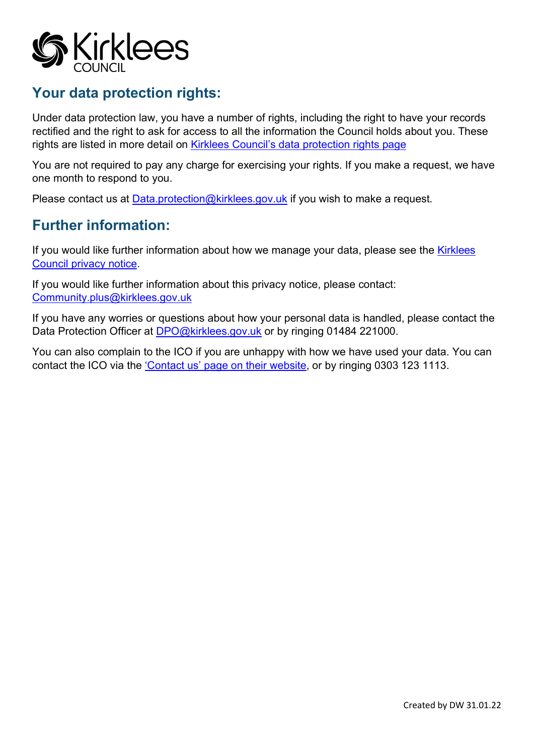## Your data protection rights:

Under data protection law, you have a number of rights, including the right to have your records rectified and the right to ask for access to all the information the Council holds about you. These rights are listed in more detail on Kirklees Council's data protection rights page

You are not required to pay any charge for exercising your rights. If you make a request, we have one month to respond to you.

Please contact us at Data.protection@kirklees.gov.uk if you wish to make a request.

## Further information:

If you would like further information about how we manage your data, please see the Kirklees Council privacy notice.

If you would like further information about this privacy notice, please contact: Community.plus@kirklees.gov.uk

If you have any worries or questions about how your personal data is handled, please contact the Data Protection Officer at DPO@kirklees.gov.uk or by ringing 01484 221000.

You can also complain to the ICO if you are unhappy with how we have used your data. You can contact the ICO via the 'Contact us' page on their website, or by ringing 0303 123 1113.

Created by DW 31.01.22